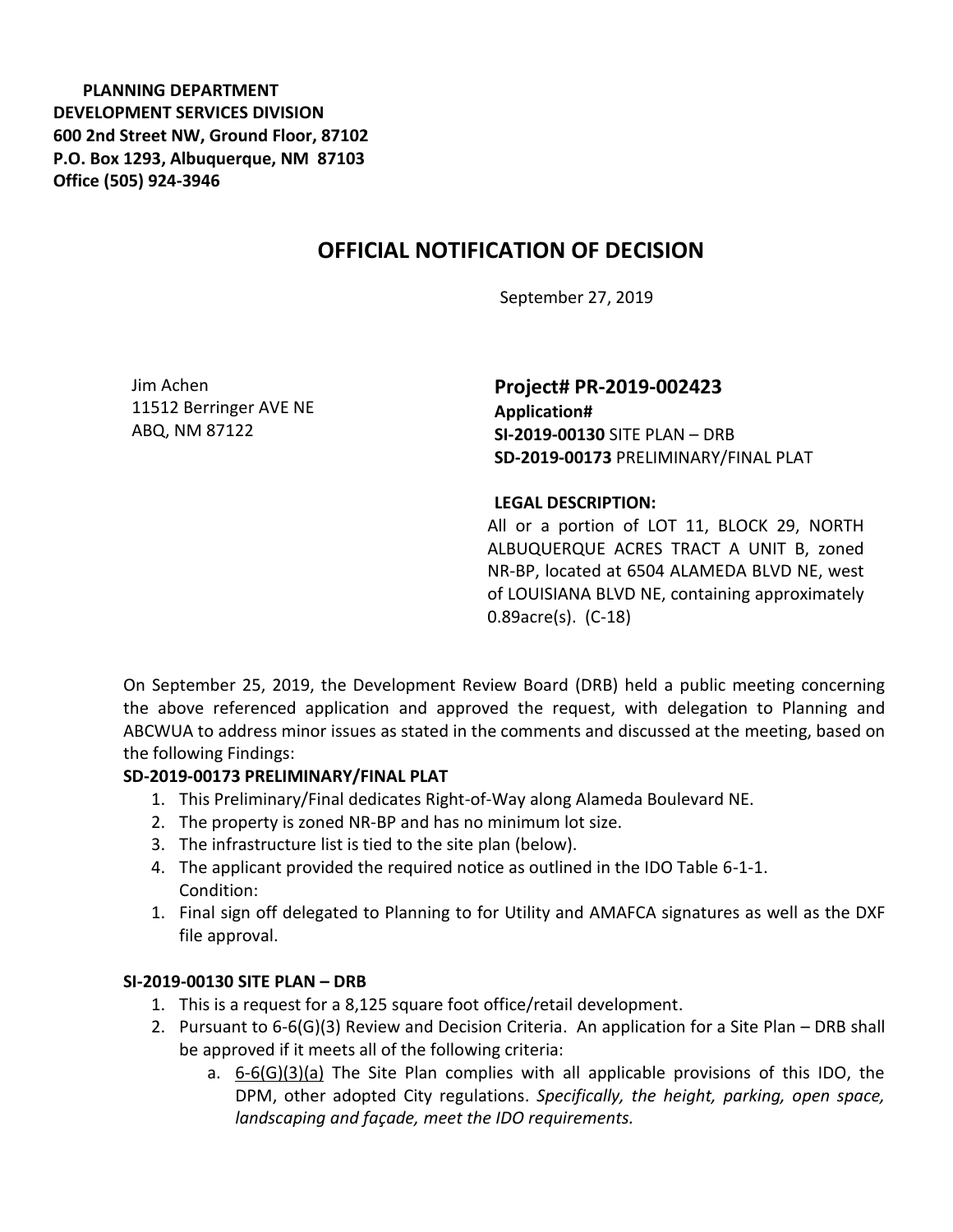**PLANNING DEPARTMENT**
**DEVELOPMENT SERVICES DIVISION**
**600 2nd Street NW, Ground Floor, 87102**
**P.O. Box 1293, Albuquerque, NM 87103**
**Office (505) 924-3946**

# OFFICIAL NOTIFICATION OF DECISION

September 27, 2019

Jim Achen
11512 Berringer AVE NE
ABQ, NM 87122

**Project# PR-2019-002423**
**Application#**
**SI-2019-00130** SITE PLAN – DRB
**SD-2019-00173** PRELIMINARY/FINAL PLAT

**LEGAL DESCRIPTION:**
All or a portion of LOT 11, BLOCK 29, NORTH ALBUQUERQUE ACRES TRACT A UNIT B, zoned NR-BP, located at 6504 ALAMEDA BLVD NE, west of LOUISIANA BLVD NE, containing approximately 0.89acre(s). (C-18)

On September 25, 2019, the Development Review Board (DRB) held a public meeting concerning the above referenced application and approved the request, with delegation to Planning and ABCWUA to address minor issues as stated in the comments and discussed at the meeting, based on the following Findings:

**SD-2019-00173 PRELIMINARY/FINAL PLAT**

1. This Preliminary/Final dedicates Right-of-Way along Alameda Boulevard NE.
2. The property is zoned NR-BP and has no minimum lot size.
3. The infrastructure list is tied to the site plan (below).
4. The applicant provided the required notice as outlined in the IDO Table 6-1-1.

Condition:

1. Final sign off delegated to Planning to for Utility and AMAFCA signatures as well as the DXF file approval.

**SI-2019-00130 SITE PLAN – DRB**

1. This is a request for a 8,125 square foot office/retail development.
2. Pursuant to 6-6(G)(3) Review and Decision Criteria. An application for a Site Plan – DRB shall be approved if it meets all of the following criteria:
   a. 6-6(G)(3)(a) The Site Plan complies with all applicable provisions of this IDO, the DPM, other adopted City regulations. *Specifically, the height, parking, open space, landscaping and façade, meet the IDO requirements.*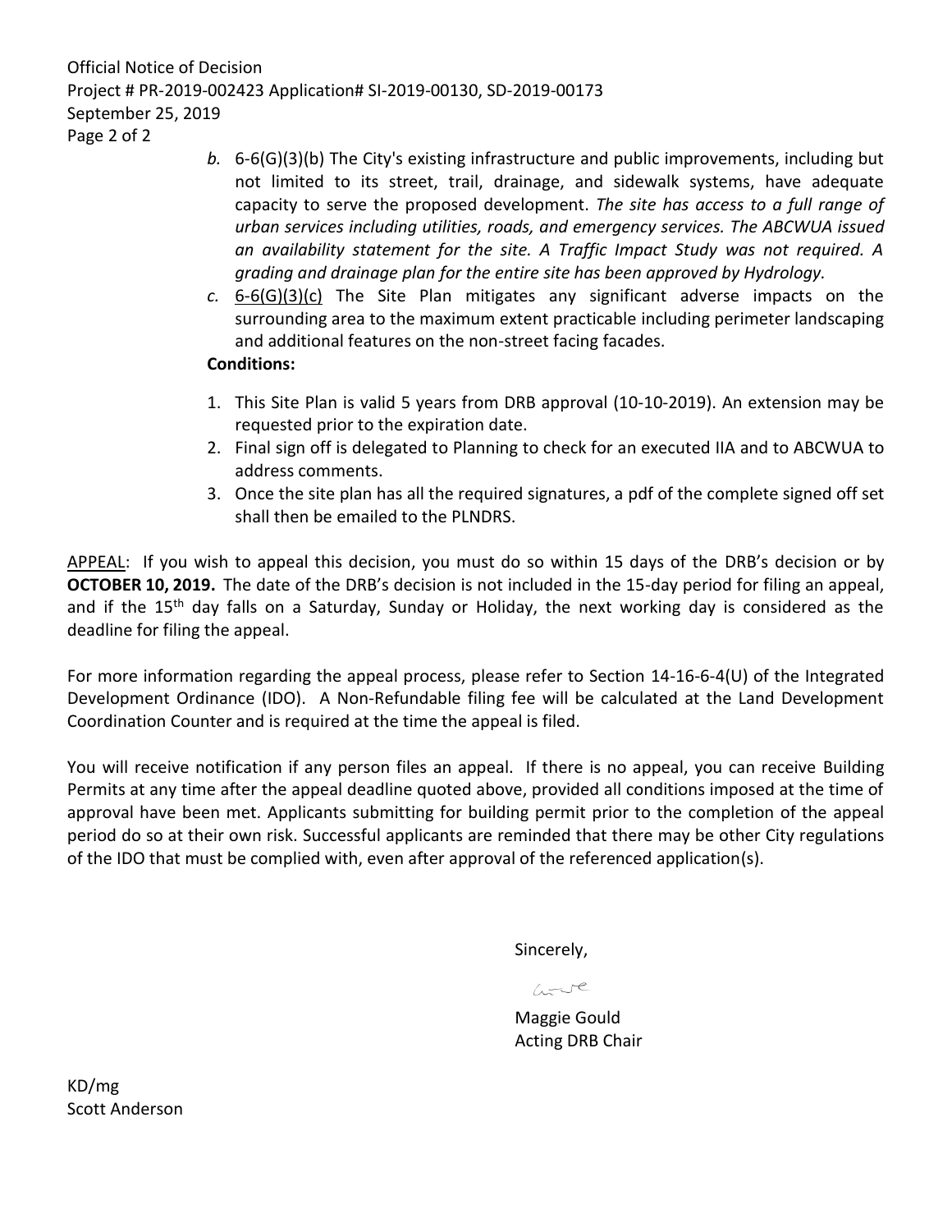*b.* 6-6(G)(3)(b) The City's existing infrastructure and public improvements, including but not limited to its street, trail, drainage, and sidewalk systems, have adequate capacity to serve the proposed development. *The site has access to a full range of urban services including utilities, roads, and emergency services. The ABCWUA issued an availability statement for the site. A Traffic Impact Study was not required. A grading and drainage plan for the entire site has been approved by Hydrology.*

*c.* 6-6(G)(3)(c) The Site Plan mitigates any significant adverse impacts on the surrounding area to the maximum extent practicable including perimeter landscaping and additional features on the non-street facing facades.

**Conditions:**

1. This Site Plan is valid 5 years from DRB approval (10-10-2019). An extension may be requested prior to the expiration date.
2. Final sign off is delegated to Planning to check for an executed IIA and to ABCWUA to address comments.
3. Once the site plan has all the required signatures, a pdf of the complete signed off set shall then be emailed to the PLNDRS.

APPEAL: If you wish to appeal this decision, you must do so within 15 days of the DRB's decision or by **OCTOBER 10, 2019.** The date of the DRB's decision is not included in the 15-day period for filing an appeal, and if the 15th day falls on a Saturday, Sunday or Holiday, the next working day is considered as the deadline for filing the appeal.

For more information regarding the appeal process, please refer to Section 14-16-6-4(U) of the Integrated Development Ordinance (IDO). A Non-Refundable filing fee will be calculated at the Land Development Coordination Counter and is required at the time the appeal is filed.

You will receive notification if any person files an appeal. If there is no appeal, you can receive Building Permits at any time after the appeal deadline quoted above, provided all conditions imposed at the time of approval have been met. Applicants submitting for building permit prior to the completion of the appeal period do so at their own risk. Successful applicants are reminded that there may be other City regulations of the IDO that must be complied with, even after approval of the referenced application(s).

Sincerely,

Maggie Gould
Acting DRB Chair

KD/mg
Scott Anderson